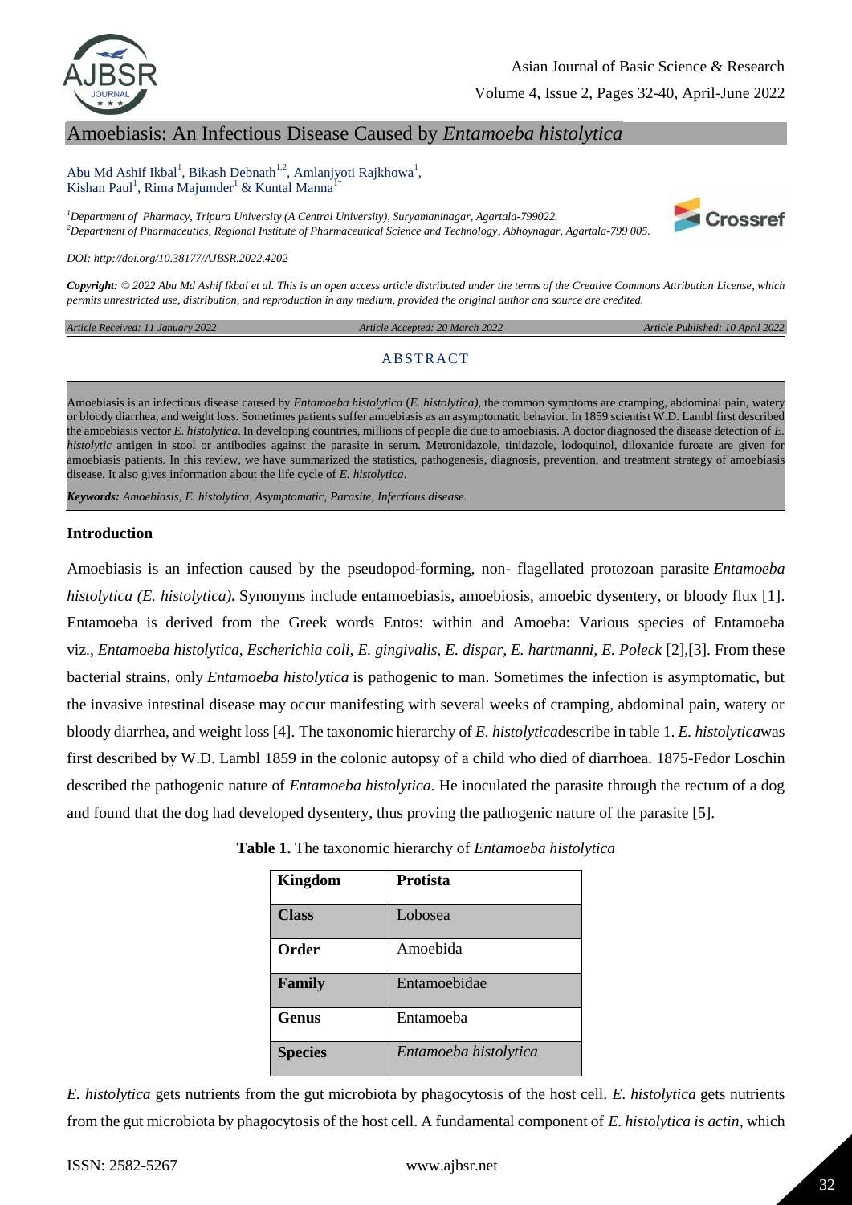# Amoebiasis: An Infectious Disease Caused by *Entamoeba histolytica*

Abu Md Ashif Ikbal[1], Bikash Debnath[1,2], Amlanjyoti Rajkhowa[1], Kishan Paul[1], Rima Majumder[1] & Kuntal Manna[1*]

[1]Department of Pharmacy, Tripura University (A Central University), Suryamaninagar, Agartala-799022.
[2]Department of Pharmaceutics, Regional Institute of Pharmaceutical Science and Technology, Abhoynagar, Agartala-799 005.

*DOI: http://doi.org/10.38177/AJBSR.2022.4202*

*Copyright: © 2022 Abu Md Ashif Ikbal et al. This is an open access article distributed under the terms of the Creative Commons Attribution License, which permits unrestricted use, distribution, and reproduction in any medium, provided the original author and source are credited.*

*Article Received: 11 January 2022* | *Article Accepted: 20 March 2022* | *Article Published: 10 April 2022*

## ABSTRACT

Amoebiasis is an infectious disease caused by *Entamoeba histolytica* (*E. histolytica*), the common symptoms are cramping, abdominal pain, watery or bloody diarrhea, and weight loss. Sometimes patients suffer amoebiasis as an asymptomatic behavior. In 1859 scientist W.D. Lambl first described the amoebiasis vector *E. histolytica*. In developing countries, millions of people die due to amoebiasis. A doctor diagnosed the disease detection of *E. histolytic* antigen in stool or antibodies against the parasite in serum. Metronidazole, tinidazole, Iodoquinol, diloxanide furoate are given for amoebiasis patients. In this review, we have summarized the statistics, pathogenesis, diagnosis, prevention, and treatment strategy of amoebiasis disease. It also gives information about the life cycle of *E. histolytica*.

***Keywords:*** *Amoebiasis, E. histolytica, Asymptomatic, Parasite, Infectious disease.*

### Introduction

Amoebiasis is an infection caused by the pseudopod-forming, non- flagellated protozoan parasite *Entamoeba histolytica (E. histolytica)***.** Synonyms include entamoebiasis, amoebiosis, amoebic dysentery, or bloody flux [1]. Entamoeba is derived from the Greek words Entos: within and Amoeba: Various species of Entamoeba viz., *Entamoeba histolytica, Escherichia coli, E. gingivalis, E. dispar, E. hartmanni, E. Poleck* [2],[3]. From these bacterial strains, only *Entamoeba histolytica* is pathogenic to man. Sometimes the infection is asymptomatic, but the invasive intestinal disease may occur manifesting with several weeks of cramping, abdominal pain, watery or bloody diarrhea, and weight loss [4]. The taxonomic hierarchy of *E. histolytica*describe in table 1. *E. histolytica*was first described by W.D. Lambl 1859 in the colonic autopsy of a child who died of diarrhoea. 1875-Fedor Loschin described the pathogenic nature of *Entamoeba histolytica*. He inoculated the parasite through the rectum of a dog and found that the dog had developed dysentery, thus proving the pathogenic nature of the parasite [5].

**Table 1.** The taxonomic hierarchy of *Entamoeba histolytica*

| **Kingdom** | **Protista** |
|---|---|
| **Class** | Lobosea |
| **Order** | Amoebida |
| **Family** | Entamoebidae |
| **Genus** | Entamoeba |
| **Species** | *Entamoeba histolytica* |

*E. histolytica* gets nutrients from the gut microbiota by phagocytosis of the host cell. *E. histolytica* gets nutrients from the gut microbiota by phagocytosis of the host cell. A fundamental component of *E. histolytica is actin*, which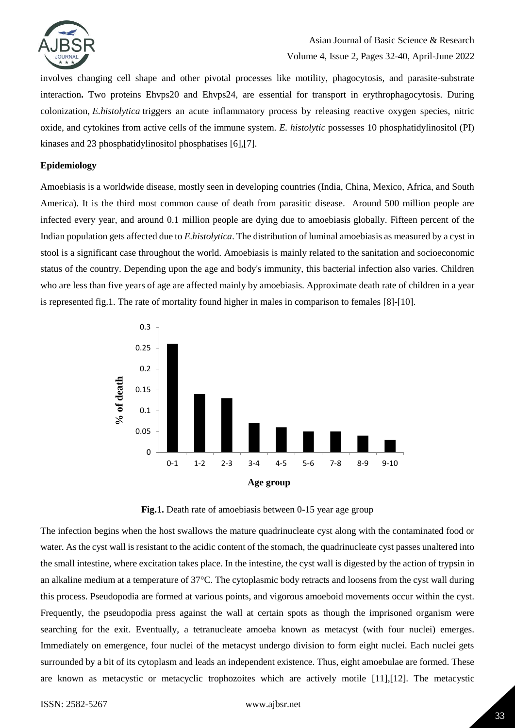involves changing cell shape and other pivotal processes like motility, phagocytosis, and parasite-substrate interaction**.** Two proteins Ehvps20 and Ehvps24, are essential for transport in erythrophagocytosis. During colonization, *E.histolytica* triggers an acute inflammatory process by releasing reactive oxygen species, nitric oxide, and cytokines from active cells of the immune system. *E. histolytic* possesses 10 phosphatidylinositol (PI) kinases and 23 phosphatidylinositol phosphatises [6],[7].

**Epidemiology**

Amoebiasis is a worldwide disease, mostly seen in developing countries (India, China, Mexico, Africa, and South America). It is the third most common cause of death from parasitic disease. Around 500 million people are infected every year, and around 0.1 million people are dying due to amoebiasis globally. Fifteen percent of the Indian population gets affected due to *E.histolytica*. The distribution of luminal amoebiasis as measured by a cyst in stool is a significant case throughout the world. Amoebiasis is mainly related to the sanitation and socioeconomic status of the country. Depending upon the age and body's immunity, this bacterial infection also varies. Children who are less than five years of age are affected mainly by amoebiasis. Approximate death rate of children in a year is represented fig.1. The rate of mortality found higher in males in comparison to females [8]-[10].

| Age group | % of death |
|---|---|
| 0-1 | 0.26 |
| 1-2 | 0.14 |
| 2-3 | 0.13 |
| 3-4 | 0.07 |
| 4-5 | 0.06 |
| 5-6 | 0.05 |
| 7-8 | 0.05 |
| 8-9 | 0.04 |
| 9-10 | 0.03 |

**Fig.1.** Death rate of amoebiasis between 0-15 year age group

The infection begins when the host swallows the mature quadrinucleate cyst along with the contaminated food or water. As the cyst wall is resistant to the acidic content of the stomach, the quadrinucleate cyst passes unaltered into the small intestine, where excitation takes place. In the intestine, the cyst wall is digested by the action of trypsin in an alkaline medium at a temperature of 37°C. The cytoplasmic body retracts and loosens from the cyst wall during this process. Pseudopodia are formed at various points, and vigorous amoeboid movements occur within the cyst. Frequently, the pseudopodia press against the wall at certain spots as though the imprisoned organism were searching for the exit. Eventually, a tetranucleate amoeba known as metacyst (with four nuclei) emerges. Immediately on emergence, four nuclei of the metacyst undergo division to form eight nuclei. Each nuclei gets surrounded by a bit of its cytoplasm and leads an independent existence. Thus, eight amoebulae are formed. These are known as metacystic or metacyclic trophozoites which are actively motile [11],[12]. The metacystic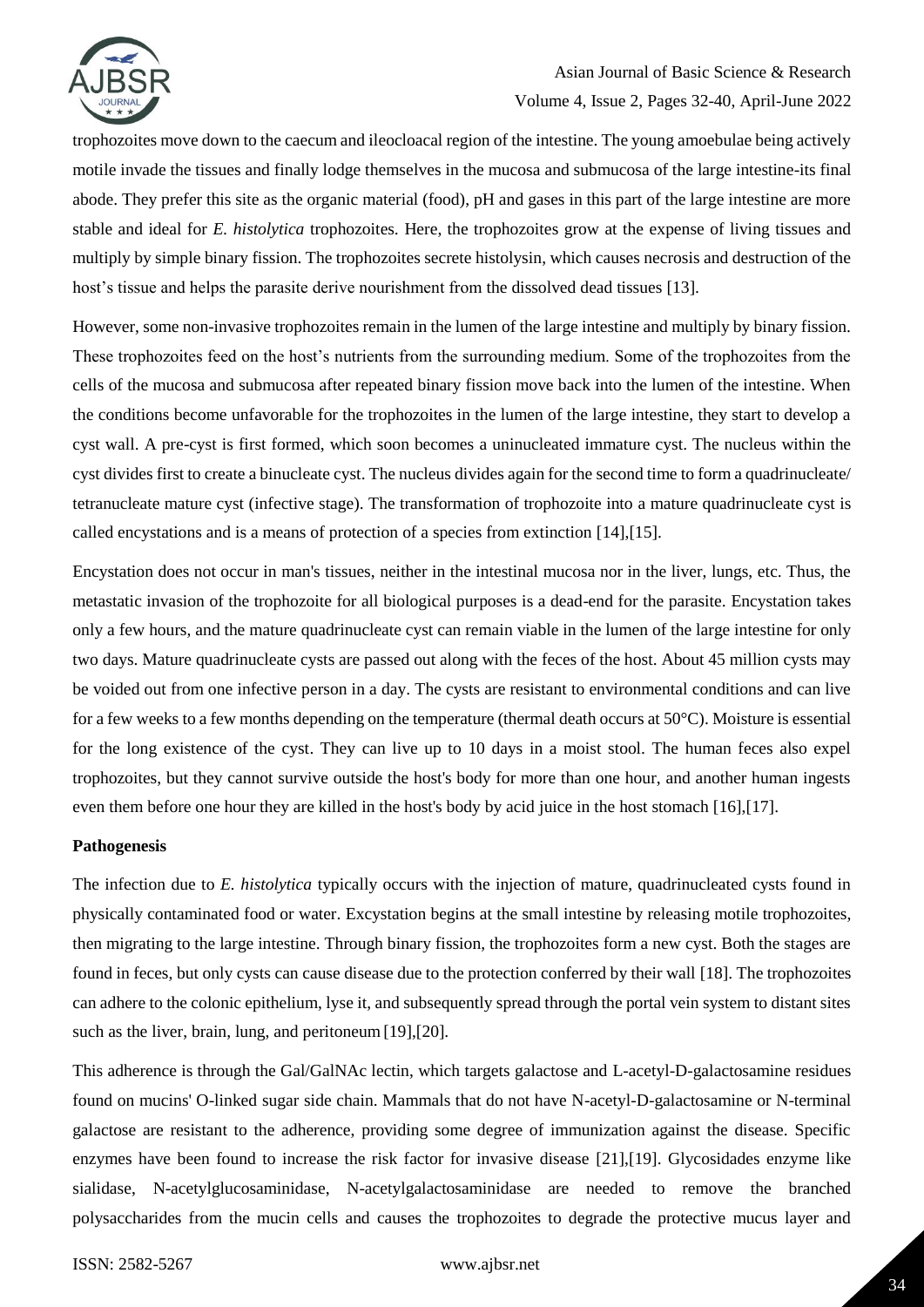trophozoites move down to the caecum and ileocloacal region of the intestine. The young amoebulae being actively motile invade the tissues and finally lodge themselves in the mucosa and submucosa of the large intestine-its final abode. They prefer this site as the organic material (food), pH and gases in this part of the large intestine are more stable and ideal for *E. histolytica* trophozoites. Here, the trophozoites grow at the expense of living tissues and multiply by simple binary fission. The trophozoites secrete histolysin, which causes necrosis and destruction of the host's tissue and helps the parasite derive nourishment from the dissolved dead tissues [13].

However, some non-invasive trophozoites remain in the lumen of the large intestine and multiply by binary fission. These trophozoites feed on the host's nutrients from the surrounding medium. Some of the trophozoites from the cells of the mucosa and submucosa after repeated binary fission move back into the lumen of the intestine. When the conditions become unfavorable for the trophozoites in the lumen of the large intestine, they start to develop a cyst wall. A pre-cyst is first formed, which soon becomes a uninucleated immature cyst. The nucleus within the cyst divides first to create a binucleate cyst. The nucleus divides again for the second time to form a quadrinucleate/ tetranucleate mature cyst (infective stage). The transformation of trophozoite into a mature quadrinucleate cyst is called encystations and is a means of protection of a species from extinction [14],[15].

Encystation does not occur in man's tissues, neither in the intestinal mucosa nor in the liver, lungs, etc. Thus, the metastatic invasion of the trophozoite for all biological purposes is a dead-end for the parasite. Encystation takes only a few hours, and the mature quadrinucleate cyst can remain viable in the lumen of the large intestine for only two days. Mature quadrinucleate cysts are passed out along with the feces of the host. About 45 million cysts may be voided out from one infective person in a day. The cysts are resistant to environmental conditions and can live for a few weeks to a few months depending on the temperature (thermal death occurs at 50°C). Moisture is essential for the long existence of the cyst. They can live up to 10 days in a moist stool. The human feces also expel trophozoites, but they cannot survive outside the host's body for more than one hour, and another human ingests even them before one hour they are killed in the host's body by acid juice in the host stomach [16],[17].

**Pathogenesis**

The infection due to *E. histolytica* typically occurs with the injection of mature, quadrinucleated cysts found in physically contaminated food or water. Excystation begins at the small intestine by releasing motile trophozoites, then migrating to the large intestine. Through binary fission, the trophozoites form a new cyst. Both the stages are found in feces, but only cysts can cause disease due to the protection conferred by their wall [18]. The trophozoites can adhere to the colonic epithelium, lyse it, and subsequently spread through the portal vein system to distant sites such as the liver, brain, lung, and peritoneum [19],[20].

This adherence is through the Gal/GalNAc lectin, which targets galactose and L-acetyl-D-galactosamine residues found on mucins' O-linked sugar side chain. Mammals that do not have N-acetyl-D-galactosamine or N-terminal galactose are resistant to the adherence, providing some degree of immunization against the disease. Specific enzymes have been found to increase the risk factor for invasive disease [21],[19]. Glycosidades enzyme like sialidase, N-acetylglucosaminidase, N-acetylgalactosaminidase are needed to remove the branched polysaccharides from the mucin cells and causes the trophozoites to degrade the protective mucus layer and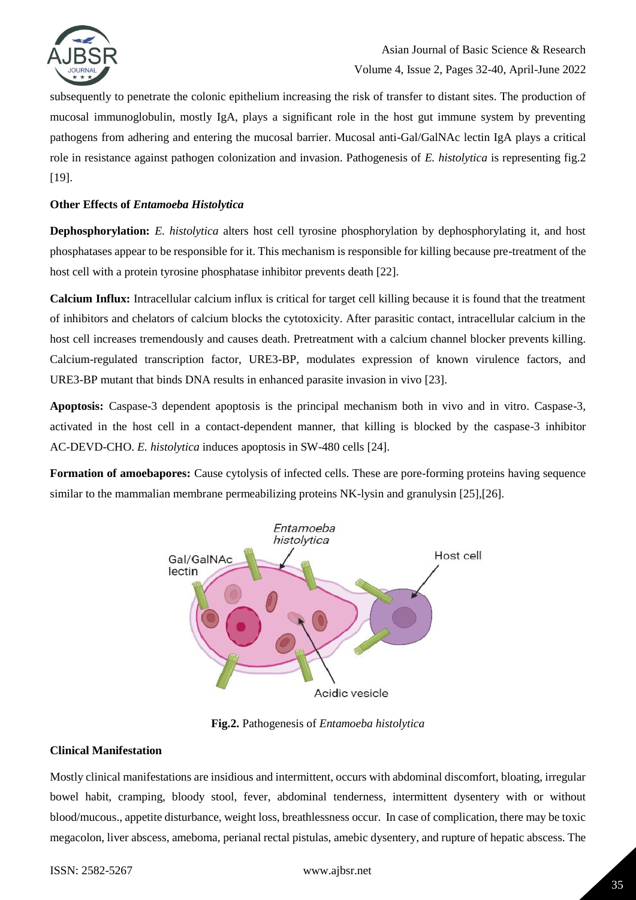subsequently to penetrate the colonic epithelium increasing the risk of transfer to distant sites. The production of mucosal immunoglobulin, mostly IgA, plays a significant role in the host gut immune system by preventing pathogens from adhering and entering the mucosal barrier. Mucosal anti-Gal/GalNAc lectin IgA plays a critical role in resistance against pathogen colonization and invasion. Pathogenesis of *E. histolytica* is representing fig.2 [19].

### Other Effects of *Entamoeba Histolytica*

**Dephosphorylation:** *E. histolytica* alters host cell tyrosine phosphorylation by dephosphorylating it, and host phosphatases appear to be responsible for it. This mechanism is responsible for killing because pre-treatment of the host cell with a protein tyrosine phosphatase inhibitor prevents death [22].

**Calcium Influx:** Intracellular calcium influx is critical for target cell killing because it is found that the treatment of inhibitors and chelators of calcium blocks the cytotoxicity. After parasitic contact, intracellular calcium in the host cell increases tremendously and causes death. Pretreatment with a calcium channel blocker prevents killing. Calcium-regulated transcription factor, URE3-BP, modulates expression of known virulence factors, and URE3-BP mutant that binds DNA results in enhanced parasite invasion in vivo [23].

**Apoptosis:** Caspase-3 dependent apoptosis is the principal mechanism both in vivo and in vitro. Caspase-3, activated in the host cell in a contact-dependent manner, that killing is blocked by the caspase-3 inhibitor AC-DEVD-CHO. *E. histolytica* induces apoptosis in SW-480 cells [24].

**Formation of amoebapores:** Cause cytolysis of infected cells. These are pore-forming proteins having sequence similar to the mammalian membrane permeabilizing proteins NK-lysin and granulysin [25],[26].

**Fig.2.** Pathogenesis of *Entamoeba histolytica*

### Clinical Manifestation

Mostly clinical manifestations are insidious and intermittent, occurs with abdominal discomfort, bloating, irregular bowel habit, cramping, bloody stool, fever, abdominal tenderness, intermittent dysentery with or without blood/mucous., appetite disturbance, weight loss, breathlessness occur. In case of complication, there may be toxic megacolon, liver abscess, ameboma, perianal rectal pistulas, amebic dysentery, and rupture of hepatic abscess. The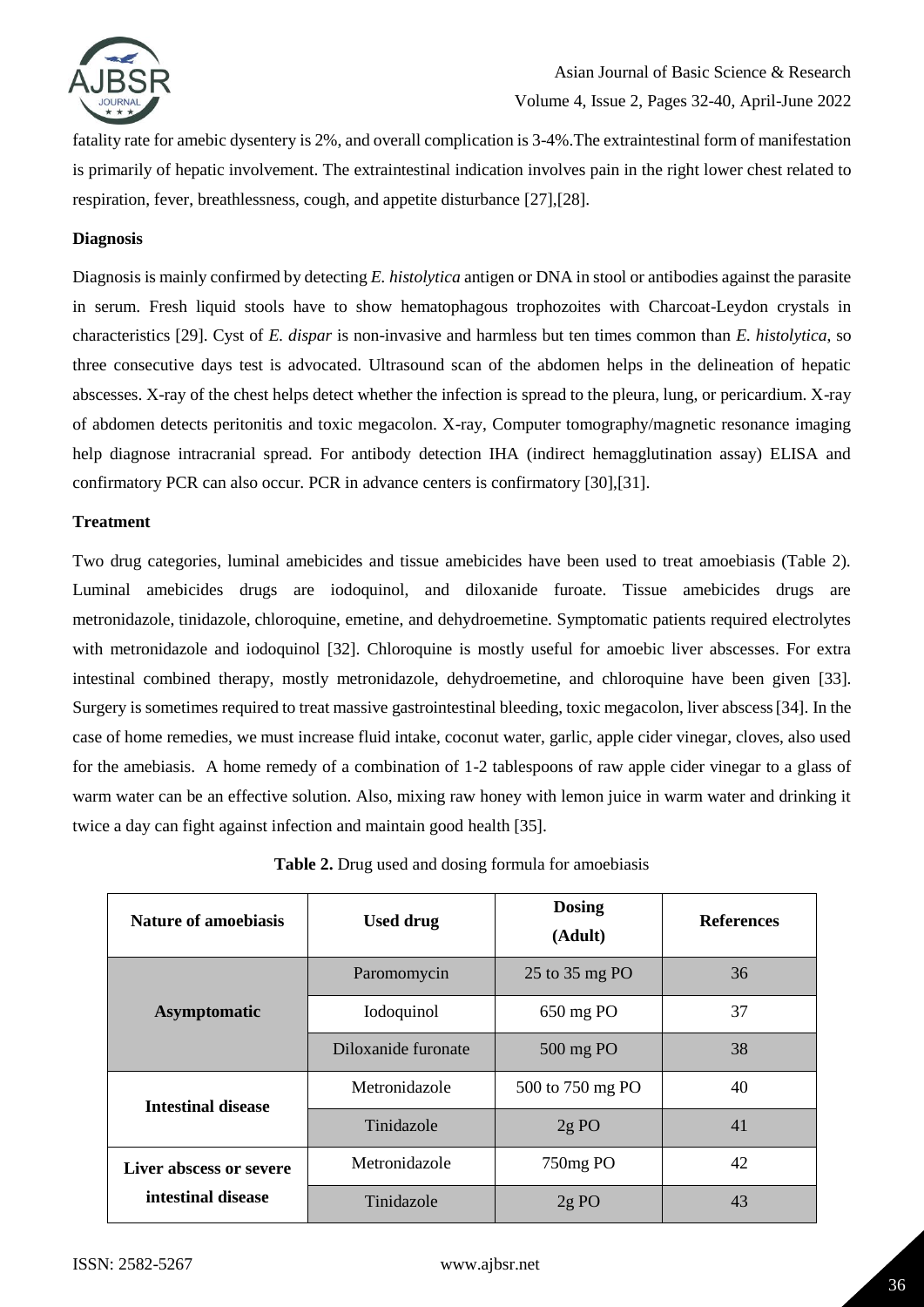fatality rate for amebic dysentery is 2%, and overall complication is 3-4%.The extraintestinal form of manifestation is primarily of hepatic involvement. The extraintestinal indication involves pain in the right lower chest related to respiration, fever, breathlessness, cough, and appetite disturbance [27],[28].

### Diagnosis

Diagnosis is mainly confirmed by detecting *E. histolytica* antigen or DNA in stool or antibodies against the parasite in serum. Fresh liquid stools have to show hematophagous trophozoites with Charcoat-Leydon crystals in characteristics [29]. Cyst of *E. dispar* is non-invasive and harmless but ten times common than *E. histolytica*, so three consecutive days test is advocated. Ultrasound scan of the abdomen helps in the delineation of hepatic abscesses. X-ray of the chest helps detect whether the infection is spread to the pleura, lung, or pericardium. X-ray of abdomen detects peritonitis and toxic megacolon. X-ray, Computer tomography/magnetic resonance imaging help diagnose intracranial spread. For antibody detection IHA (indirect hemagglutination assay) ELISA and confirmatory PCR can also occur. PCR in advance centers is confirmatory [30],[31].

### Treatment

Two drug categories, luminal amebicides and tissue amebicides have been used to treat amoebiasis (Table 2). Luminal amebicides drugs are iodoquinol, and diloxanide furoate. Tissue amebicides drugs are metronidazole, tinidazole, chloroquine, emetine, and dehydroemetine. Symptomatic patients required electrolytes with metronidazole and iodoquinol [32]. Chloroquine is mostly useful for amoebic liver abscesses. For extra intestinal combined therapy, mostly metronidazole, dehydroemetine, and chloroquine have been given [33]. Surgery is sometimes required to treat massive gastrointestinal bleeding, toxic megacolon, liver abscess [34]. In the case of home remedies, we must increase fluid intake, coconut water, garlic, apple cider vinegar, cloves, also used for the amebiasis. A home remedy of a combination of 1-2 tablespoons of raw apple cider vinegar to a glass of warm water can be an effective solution. Also, mixing raw honey with lemon juice in warm water and drinking it twice a day can fight against infection and maintain good health [35].

**Table 2.** Drug used and dosing formula for amoebiasis

| Nature of amoebiasis | Used drug | Dosing (Adult) | References |
|---|---|---|---|
| **Asymptomatic** | Paromomycin | 25 to 35 mg PO | 36 |
| | Iodoquinol | 650 mg PO | 37 |
| | Diloxanide furonate | 500 mg PO | 38 |
| **Intestinal disease** | Metronidazole | 500 to 750 mg PO | 40 |
| | Tinidazole | 2g PO | 41 |
| **Liver abscess or severe intestinal disease** | Metronidazole | 750mg PO | 42 |
| | Tinidazole | 2g PO | 43 |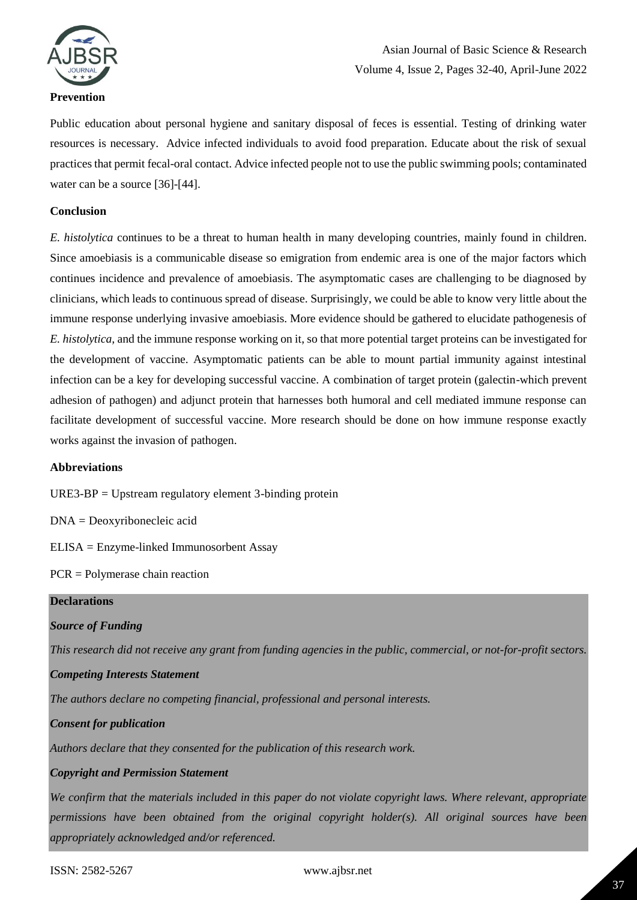### Prevention

Public education about personal hygiene and sanitary disposal of feces is essential. Testing of drinking water resources is necessary. Advice infected individuals to avoid food preparation. Educate about the risk of sexual practices that permit fecal-oral contact. Advice infected people not to use the public swimming pools; contaminated water can be a source [36]-[44].

### Conclusion

*E. histolytica* continues to be a threat to human health in many developing countries, mainly found in children. Since amoebiasis is a communicable disease so emigration from endemic area is one of the major factors which continues incidence and prevalence of amoebiasis. The asymptomatic cases are challenging to be diagnosed by clinicians, which leads to continuous spread of disease. Surprisingly, we could be able to know very little about the immune response underlying invasive amoebiasis. More evidence should be gathered to elucidate pathogenesis of *E. histolytica,* and the immune response working on it, so that more potential target proteins can be investigated for the development of vaccine. Asymptomatic patients can be able to mount partial immunity against intestinal infection can be a key for developing successful vaccine. A combination of target protein (galectin-which prevent adhesion of pathogen) and adjunct protein that harnesses both humoral and cell mediated immune response can facilitate development of successful vaccine. More research should be done on how immune response exactly works against the invasion of pathogen.

### Abbreviations

URE3-BP = Upstream regulatory element 3-binding protein

DNA = Deoxyribonecleic acid

ELISA = Enzyme-linked Immunosorbent Assay

PCR = Polymerase chain reaction

### Declarations

#### *Source of Funding*

*This research did not receive any grant from funding agencies in the public, commercial, or not-for-profit sectors.*

#### *Competing Interests Statement*

*The authors declare no competing financial, professional and personal interests.*

#### *Consent for publication*

*Authors declare that they consented for the publication of this research work.*

#### *Copyright and Permission Statement*

*We confirm that the materials included in this paper do not violate copyright laws. Where relevant, appropriate permissions have been obtained from the original copyright holder(s). All original sources have been appropriately acknowledged and/or referenced.*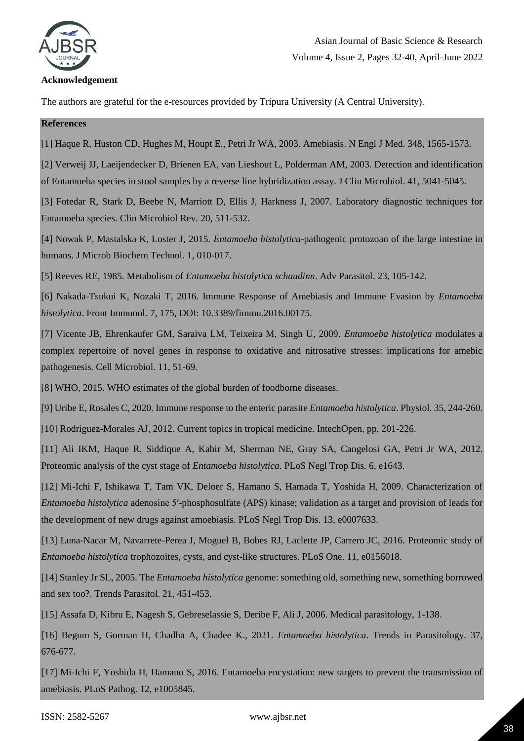### Acknowledgement

The authors are grateful for the e-resources provided by Tripura University (A Central University).

### References

[1] Haque R, Huston CD, Hughes M, Houpt E., Petri Jr WA, 2003. Amebiasis. N Engl J Med. 348, 1565-1573.

[2] Verweij JJ, Laeijendecker D, Brienen EA, van Lieshout L, Polderman AM, 2003. Detection and identification of Entamoeba species in stool samples by a reverse line hybridization assay. J Clin Microbiol. 41, 5041-5045.

[3] Fotedar R, Stark D, Beebe N, Marriott D, Ellis J, Harkness J, 2007. Laboratory diagnostic techniques for Entamoeba species. Clin Microbiol Rev. 20, 511-532.

[4] Nowak P, Mastalska K, Loster J, 2015. *Entamoeba histolytica*-pathogenic protozoan of the large intestine in humans. J Microb Biochem Technol. 1, 010-017.

[5] Reeves RE, 1985. Metabolism of *Entamoeba histolytica schaudinn*. Adv Parasitol. 23, 105-142.

[6] Nakada-Tsukui K, Nozaki T, 2016. Immune Response of Amebiasis and Immune Evasion by *Entamoeba histolytica*. Front Immunol. 7, 175, DOI: 10.3389/fimmu.2016.00175.

[7] Vicente JB, Ehrenkaufer GM, Saraiva LM, Teixeira M, Singh U, 2009. *Entamoeba histolytica* modulates a complex repertoire of novel genes in response to oxidative and nitrosative stresses: implications for amebic pathogenesis. Cell Microbiol. 11, 51-69.

[8] WHO, 2015. WHO estimates of the global burden of foodborne diseases.

[9] Uribe E, Rosales C, 2020. Immune response to the enteric parasite *Entamoeba histolytica*. Physiol. 35, 244-260.

[10] Rodriguez-Morales AJ, 2012. Current topics in tropical medicine. IntechOpen, pp. 201-226.

[11] Ali IKM, Haque R, Siddique A, Kabir M, Sherman NE, Gray SA, Cangelosi GA, Petri Jr WA, 2012. Proteomic analysis of the cyst stage of *Entamoeba histolytica*. PLoS Negl Trop Dis. 6, e1643.

[12] Mi-Ichi F, Ishikawa T, Tam VK, Deloer S, Hamano S, Hamada T, Yoshida H, 2009. Characterization of *Entamoeba histolytica* adenosine 5′-phosphosulfate (APS) kinase; validation as a target and provision of leads for the development of new drugs against amoebiasis. PLoS Negl Trop Dis. 13, e0007633.

[13] Luna-Nacar M, Navarrete-Perea J, Moguel B, Bobes RJ, Laclette JP, Carrero JC, 2016. Proteomic study of *Entamoeba histolytica* trophozoites, cysts, and cyst-like structures. PLoS One. 11, e0156018.

[14] Stanley Jr SL, 2005. The *Entamoeba histolytica* genome: something old, something new, something borrowed and sex too?. Trends Parasitol. 21, 451-453.

[15] Assafa D, Kibru E, Nagesh S, Gebreselassie S, Deribe F, Ali J, 2006. Medical parasitology, 1-138.

[16] Begum S, Gorman H, Chadha A, Chadee K., 2021. *Entamoeba histolytica*. Trends in Parasitology. 37, 676-677.

[17] Mi-Ichi F, Yoshida H, Hamano S, 2016. Entamoeba encystation: new targets to prevent the transmission of amebiasis. PLoS Pathog. 12, e1005845.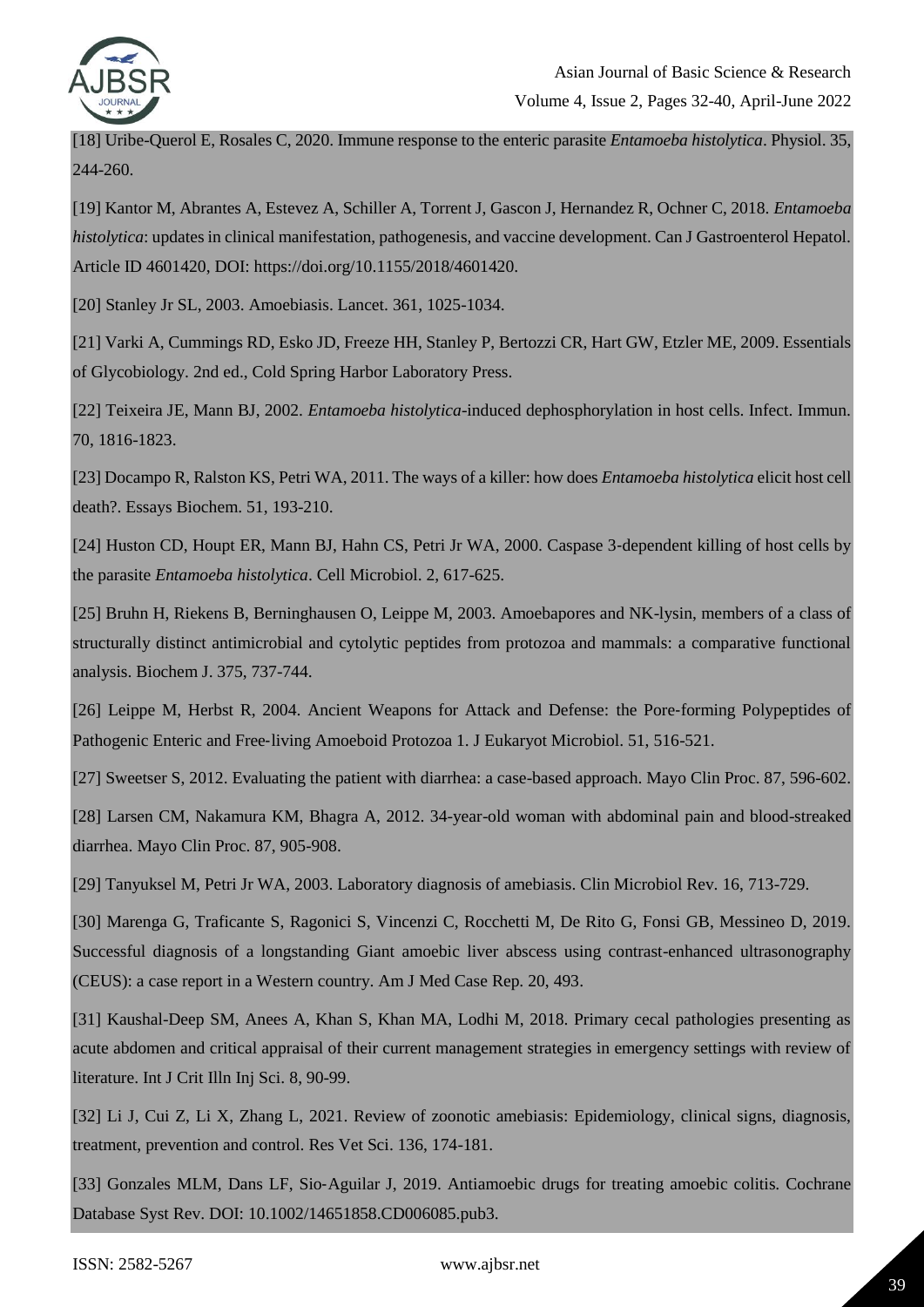[18] Uribe-Querol E, Rosales C, 2020. Immune response to the enteric parasite *Entamoeba histolytica*. Physiol. 35, 244-260.

[19] Kantor M, Abrantes A, Estevez A, Schiller A, Torrent J, Gascon J, Hernandez R, Ochner C, 2018. *Entamoeba histolytica*: updates in clinical manifestation, pathogenesis, and vaccine development. Can J Gastroenterol Hepatol. Article ID 4601420, DOI: https://doi.org/10.1155/2018/4601420.

[20] Stanley Jr SL, 2003. Amoebiasis. Lancet. 361, 1025-1034.

[21] Varki A, Cummings RD, Esko JD, Freeze HH, Stanley P, Bertozzi CR, Hart GW, Etzler ME, 2009. Essentials of Glycobiology. 2nd ed., Cold Spring Harbor Laboratory Press.

[22] Teixeira JE, Mann BJ, 2002. *Entamoeba histolytica*-induced dephosphorylation in host cells. Infect. Immun. 70, 1816-1823.

[23] Docampo R, Ralston KS, Petri WA, 2011. The ways of a killer: how does *Entamoeba histolytica* elicit host cell death?. Essays Biochem. 51, 193-210.

[24] Huston CD, Houpt ER, Mann BJ, Hahn CS, Petri Jr WA, 2000. Caspase 3-dependent killing of host cells by the parasite *Entamoeba histolytica*. Cell Microbiol. 2, 617-625.

[25] Bruhn H, Riekens B, Berninghausen O, Leippe M, 2003. Amoebapores and NK-lysin, members of a class of structurally distinct antimicrobial and cytolytic peptides from protozoa and mammals: a comparative functional analysis. Biochem J. 375, 737-744.

[26] Leippe M, Herbst R, 2004. Ancient Weapons for Attack and Defense: the Pore-forming Polypeptides of Pathogenic Enteric and Free-living Amoeboid Protozoa 1. J Eukaryot Microbiol. 51, 516-521.

[27] Sweetser S, 2012. Evaluating the patient with diarrhea: a case-based approach. Mayo Clin Proc. 87, 596-602.

[28] Larsen CM, Nakamura KM, Bhagra A, 2012. 34-year-old woman with abdominal pain and blood-streaked diarrhea. Mayo Clin Proc. 87, 905-908.

[29] Tanyuksel M, Petri Jr WA, 2003. Laboratory diagnosis of amebiasis. Clin Microbiol Rev. 16, 713-729.

[30] Marenga G, Traficante S, Ragonici S, Vincenzi C, Rocchetti M, De Rito G, Fonsi GB, Messineo D, 2019. Successful diagnosis of a longstanding Giant amoebic liver abscess using contrast-enhanced ultrasonography (CEUS): a case report in a Western country. Am J Med Case Rep. 20, 493.

[31] Kaushal-Deep SM, Anees A, Khan S, Khan MA, Lodhi M, 2018. Primary cecal pathologies presenting as acute abdomen and critical appraisal of their current management strategies in emergency settings with review of literature. Int J Crit Illn Inj Sci. 8, 90-99.

[32] Li J, Cui Z, Li X, Zhang L, 2021. Review of zoonotic amebiasis: Epidemiology, clinical signs, diagnosis, treatment, prevention and control. Res Vet Sci. 136, 174-181.

[33] Gonzales MLM, Dans LF, Sio-Aguilar J, 2019. Antiamoebic drugs for treating amoebic colitis. Cochrane Database Syst Rev. DOI: 10.1002/14651858.CD006085.pub3.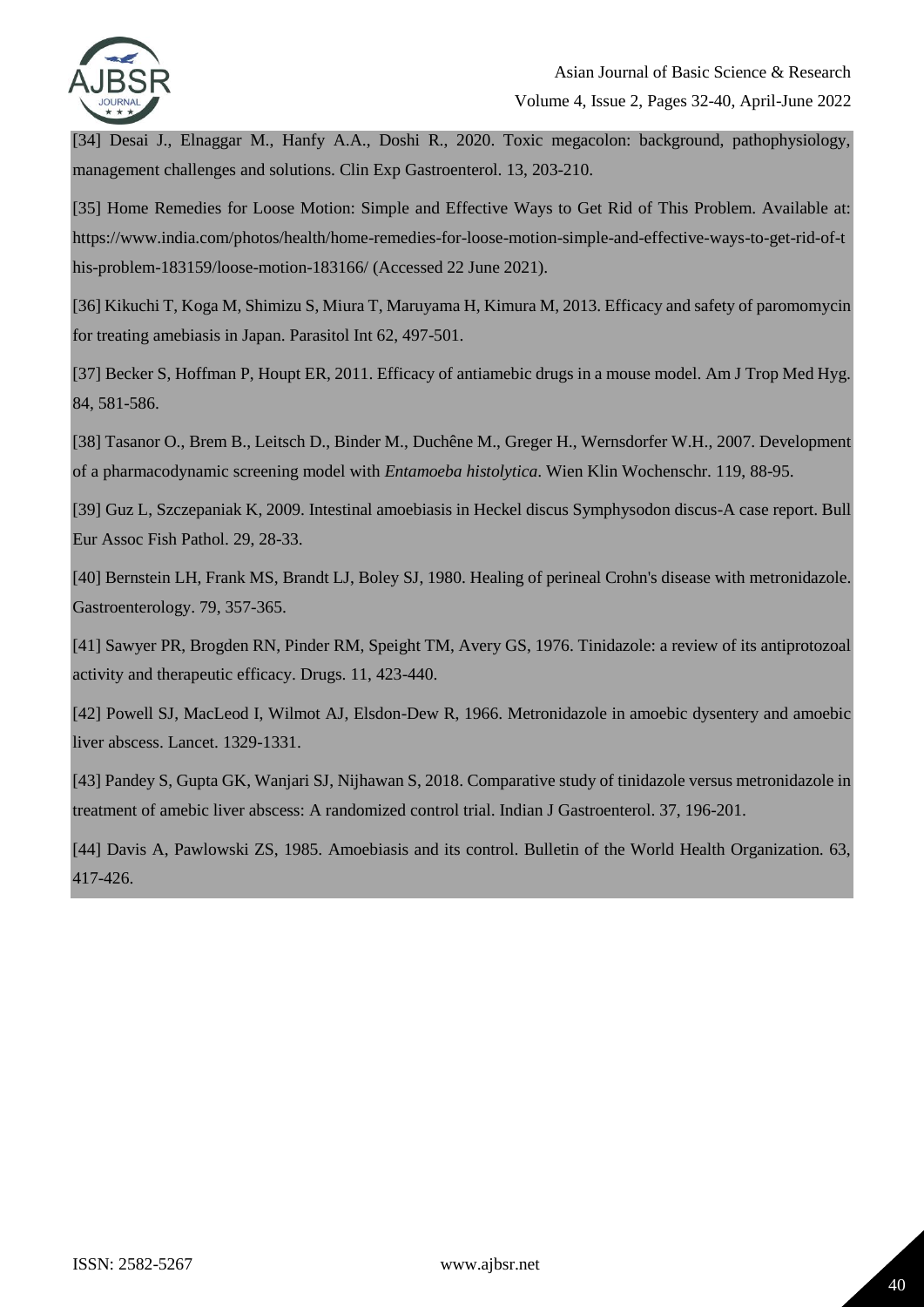[34] Desai J., Elnaggar M., Hanfy A.A., Doshi R., 2020. Toxic megacolon: background, pathophysiology, management challenges and solutions. Clin Exp Gastroenterol. 13, 203-210.

[35] Home Remedies for Loose Motion: Simple and Effective Ways to Get Rid of This Problem. Available at: https://www.india.com/photos/health/home-remedies-for-loose-motion-simple-and-effective-ways-to-get-rid-of-this-problem-183159/loose-motion-183166/ (Accessed 22 June 2021).

[36] Kikuchi T, Koga M, Shimizu S, Miura T, Maruyama H, Kimura M, 2013. Efficacy and safety of paromomycin for treating amebiasis in Japan. Parasitol Int 62, 497-501.

[37] Becker S, Hoffman P, Houpt ER, 2011. Efficacy of antiamebic drugs in a mouse model. Am J Trop Med Hyg. 84, 581-586.

[38] Tasanor O., Brem B., Leitsch D., Binder M., Duchêne M., Greger H., Wernsdorfer W.H., 2007. Development of a pharmacodynamic screening model with *Entamoeba histolytica*. Wien Klin Wochenschr. 119, 88-95.

[39] Guz L, Szczepaniak K, 2009. Intestinal amoebiasis in Heckel discus Symphysodon discus-A case report. Bull Eur Assoc Fish Pathol. 29, 28-33.

[40] Bernstein LH, Frank MS, Brandt LJ, Boley SJ, 1980. Healing of perineal Crohn's disease with metronidazole. Gastroenterology. 79, 357-365.

[41] Sawyer PR, Brogden RN, Pinder RM, Speight TM, Avery GS, 1976. Tinidazole: a review of its antiprotozoal activity and therapeutic efficacy. Drugs. 11, 423-440.

[42] Powell SJ, MacLeod I, Wilmot AJ, Elsdon-Dew R, 1966. Metronidazole in amoebic dysentery and amoebic liver abscess. Lancet. 1329-1331.

[43] Pandey S, Gupta GK, Wanjari SJ, Nijhawan S, 2018. Comparative study of tinidazole versus metronidazole in treatment of amebic liver abscess: A randomized control trial. Indian J Gastroenterol. 37, 196-201.

[44] Davis A, Pawlowski ZS, 1985. Amoebiasis and its control. Bulletin of the World Health Organization. 63, 417-426.